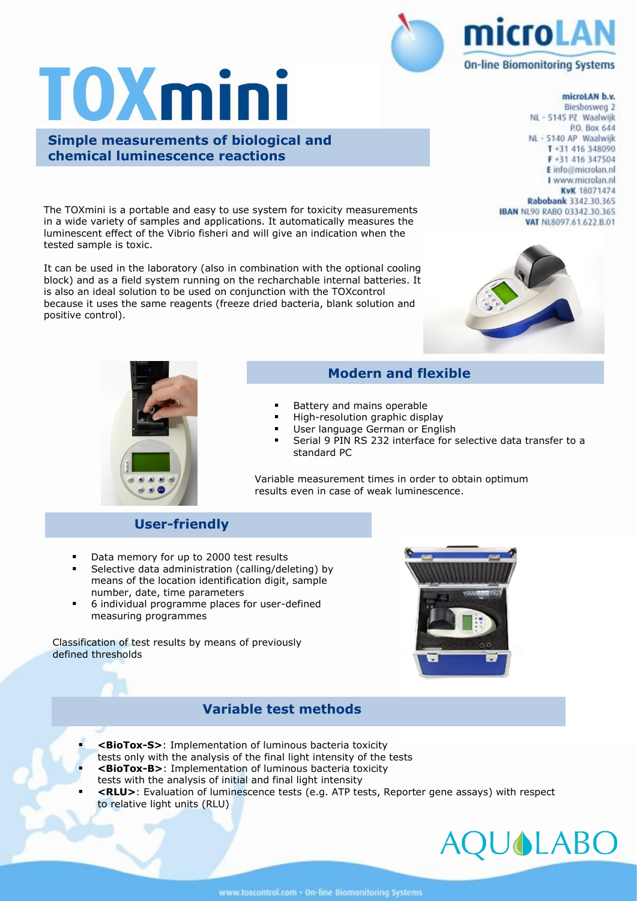# TOXmini

**Simple measurements of biological and chemical luminescence reactions**

microLAN
On-line Biomonitoring Systems

**microLAN b.v.**
Biesbosweg 2
NL - 5145 PZ Waalwijk
P.O. Box 644
NL - 5140 AP Waalwijk
**T** +31 416 348090
**F** +31 416 347504
**E** info@microlan.nl
**I** www.microlan.nl
**KvK** 18071474
**Rabobank** 3342.30.365
**IBAN** NL90 RABO 03342.30.365
**VAT** NL8097.61.622.B.01

The TOXmini is a portable and easy to use system for toxicity measurements in a wide variety of samples and applications. It automatically measures the luminescent effect of the Vibrio fisheri and will give an indication when the tested sample is toxic.

It can be used in the laboratory (also in combination with the optional cooling block) and as a field system running on the recharchable internal batteries. It is also an ideal solution to be used on conjunction with the TOXcontrol because it uses the same reagents (freeze dried bacteria, blank solution and positive control).

## Modern and flexible

- Battery and mains operable
- High-resolution graphic display
- User language German or English
- Serial 9 PIN RS 232 interface for selective data transfer to a standard PC

Variable measurement times in order to obtain optimum results even in case of weak luminescence.

## User-friendly

- Data memory for up to 2000 test results
- Selective data administration (calling/deleting) by means of the location identification digit, sample number, date, time parameters
- 6 individual programme places for user-defined measuring programmes

Classification of test results by means of previously defined thresholds

## Variable test methods

- **<BioTox-S>**: Implementation of luminous bacteria toxicity tests only with the analysis of the final light intensity of the tests
- **<BioTox-B>**: Implementation of luminous bacteria toxicity tests with the analysis of initial and final light intensity
- **<RLU>**: Evaluation of luminescence tests (e.g. ATP tests, Reporter gene assays) with respect to relative light units (RLU)

AQUALABO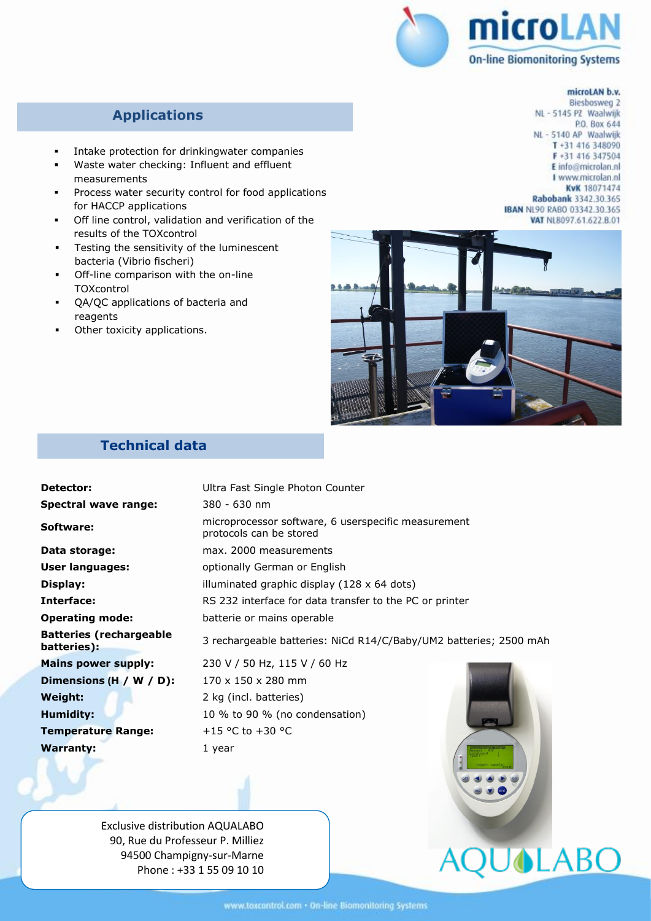microLAN
On-line Biomonitoring Systems

microLAN b.v.
Biesbosweg 2
NL - 5145 PZ Waalwijk
P.O. Box 644
NL - 5140 AP Waalwijk
T +31 416 348090
F +31 416 347504
E info@microlan.nl
I www.microlan.nl
KvK 18071474
Rabobank 3342.30.365
IBAN NL90 RABO 03342.30.365
VAT NL8097.61.622.B.01

## Applications

- Intake protection for drinkingwater companies
- Waste water checking: Influent and effluent measurements
- Process water security control for food applications for HACCP applications
- Off line control, validation and verification of the results of the TOXcontrol
- Testing the sensitivity of the luminescent bacteria (Vibrio fischeri)
- Off-line comparison with the on-line TOXcontrol
- QA/QC applications of bacteria and reagents
- Other toxicity applications.

## Technical data

| | |
|---|---|
| **Detector:** | Ultra Fast Single Photon Counter |
| **Spectral wave range:** | 380 - 630 nm |
| **Software:** | microprocessor software, 6 userspecific measurement protocols can be stored |
| **Data storage:** | max. 2000 measurements |
| **User languages:** | optionally German or English |
| **Display:** | illuminated graphic display (128 x 64 dots) |
| **Interface:** | RS 232 interface for data transfer to the PC or printer |
| **Operating mode:** | batterie or mains operable |
| **Batteries (rechargeable batteries):** | 3 rechargeable batteries: NiCd R14/C/Baby/UM2 batteries; 2500 mAh |
| **Mains power supply:** | 230 V / 50 Hz, 115 V / 60 Hz |
| **Dimensions (H / W / D):** | 170 x 150 x 280 mm |
| **Weight:** | 2 kg (incl. batteries) |
| **Humidity:** | 10 % to 90 % (no condensation) |
| **Temperature Range:** | +15 °C to +30 °C |
| **Warranty:** | 1 year |

Exclusive distribution AQUALABO
90, Rue du Professeur P. Milliez
94500 Champigny-sur-Marne
Phone : +33 1 55 09 10 10

AQUALABO

www.toxcontrol.com • On-line Biomonitoring Systems